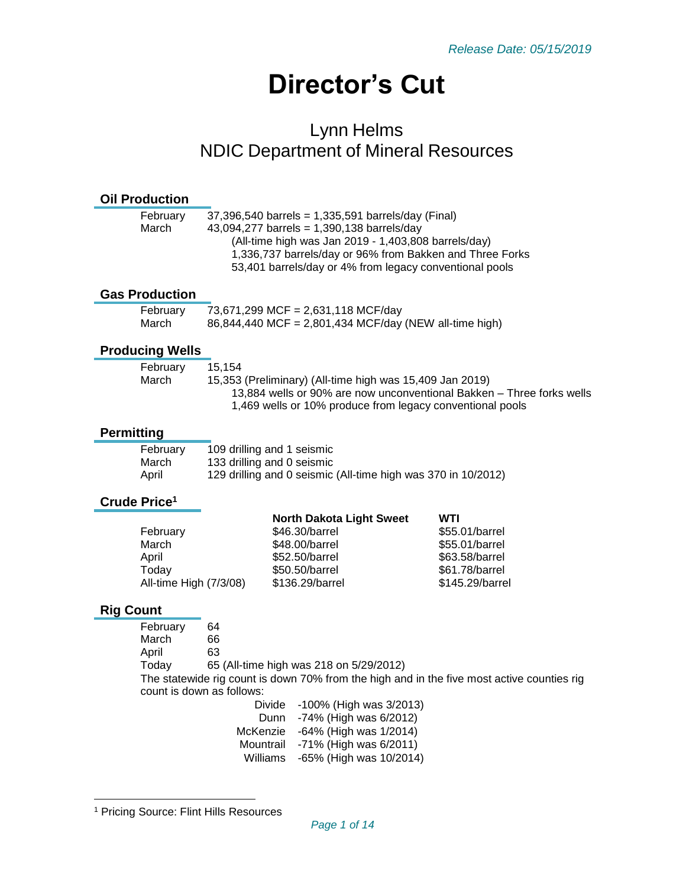*Release Date: 05/15/2019*

# Director's Cut

## Lynn Helms
## NDIC Department of Mineral Resources

### Oil Production

February 37,396,540 barrels = 1,335,591 barrels/day (Final)
March 43,094,277 barrels = 1,390,138 barrels/day
(All-time high was Jan 2019 - 1,403,808 barrels/day)
1,336,737 barrels/day or 96% from Bakken and Three Forks
53,401 barrels/day or 4% from legacy conventional pools

### Gas Production

February 73,671,299 MCF = 2,631,118 MCF/day
March 86,844,440 MCF = 2,801,434 MCF/day (NEW all-time high)

### Producing Wells

February 15,154
March 15,353 (Preliminary) (All-time high was 15,409 Jan 2019)
13,884 wells or 90% are now unconventional Bakken – Three forks wells
1,469 wells or 10% produce from legacy conventional pools

### Permitting

February 109 drilling and 1 seismic
March 133 drilling and 0 seismic
April 129 drilling and 0 seismic (All-time high was 370 in 10/2012)

### Crude Price[1]

| | North Dakota Light Sweet | WTI |
|---|---|---|
| February | $46.30/barrel | $55.01/barrel |
| March | $48.00/barrel | $55.01/barrel |
| April | $52.50/barrel | $63.58/barrel |
| Today | $50.50/barrel | $61.78/barrel |
| All-time High (7/3/08) | $136.29/barrel | $145.29/barrel |

### Rig Count

February 64
March 66
April 63
Today 65 (All-time high was 218 on 5/29/2012)

The statewide rig count is down 70% from the high and in the five most active counties rig count is down as follows:

| County | Change |
|---|---|
| Divide | -100% (High was 3/2013) |
| Dunn | -74% (High was 6/2012) |
| McKenzie | -64% (High was 1/2014) |
| Mountrail | -71% (High was 6/2011) |
| Williams | -65% (High was 10/2014) |

[1] Pricing Source: Flint Hills Resources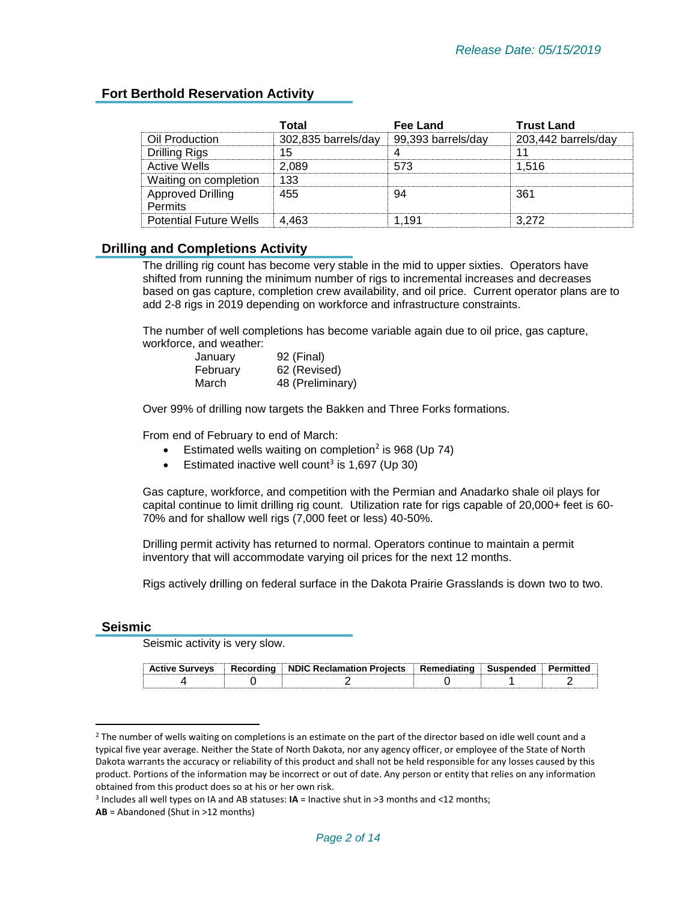*Release Date: 05/15/2019*

## Fort Berthold Reservation Activity

| | Total | Fee Land | Trust Land |
|---|---|---|---|
| Oil Production | 302,835 barrels/day | 99,393 barrels/day | 203,442 barrels/day |
| Drilling Rigs | 15 | 4 | 11 |
| Active Wells | 2,089 | 573 | 1,516 |
| Waiting on completion | 133 | | |
| Approved Drilling Permits | 455 | 94 | 361 |
| Potential Future Wells | 4,463 | 1,191 | 3,272 |

## Drilling and Completions Activity

The drilling rig count has become very stable in the mid to upper sixties. Operators have shifted from running the minimum number of rigs to incremental increases and decreases based on gas capture, completion crew availability, and oil price. Current operator plans are to add 2-8 rigs in 2019 depending on workforce and infrastructure constraints.

The number of well completions has become variable again due to oil price, gas capture, workforce, and weather:

| | |
|---|---|
| January | 92 (Final) |
| February | 62 (Revised) |
| March | 48 (Preliminary) |

Over 99% of drilling now targets the Bakken and Three Forks formations.

From end of February to end of March:

- Estimated wells waiting on completion[2] is 968 (Up 74)
- Estimated inactive well count[3] is 1,697 (Up 30)

Gas capture, workforce, and competition with the Permian and Anadarko shale oil plays for capital continue to limit drilling rig count. Utilization rate for rigs capable of 20,000+ feet is 60-70% and for shallow well rigs (7,000 feet or less) 40-50%.

Drilling permit activity has returned to normal. Operators continue to maintain a permit inventory that will accommodate varying oil prices for the next 12 months.

Rigs actively drilling on federal surface in the Dakota Prairie Grasslands is down two to two.

## Seismic

Seismic activity is very slow.

| Active Surveys | Recording | NDIC Reclamation Projects | Remediating | Suspended | Permitted |
|---|---|---|---|---|---|
| 4 | 0 | 2 | 0 | 1 | 2 |

---

[2] The number of wells waiting on completions is an estimate on the part of the director based on idle well count and a typical five year average. Neither the State of North Dakota, nor any agency officer, or employee of the State of North Dakota warrants the accuracy or reliability of this product and shall not be held responsible for any losses caused by this product. Portions of the information may be incorrect or out of date. Any person or entity that relies on any information obtained from this product does so at his or her own risk.

[3] Includes all well types on IA and AB statuses: **IA** = Inactive shut in >3 months and <12 months; **AB** = Abandoned (Shut in >12 months)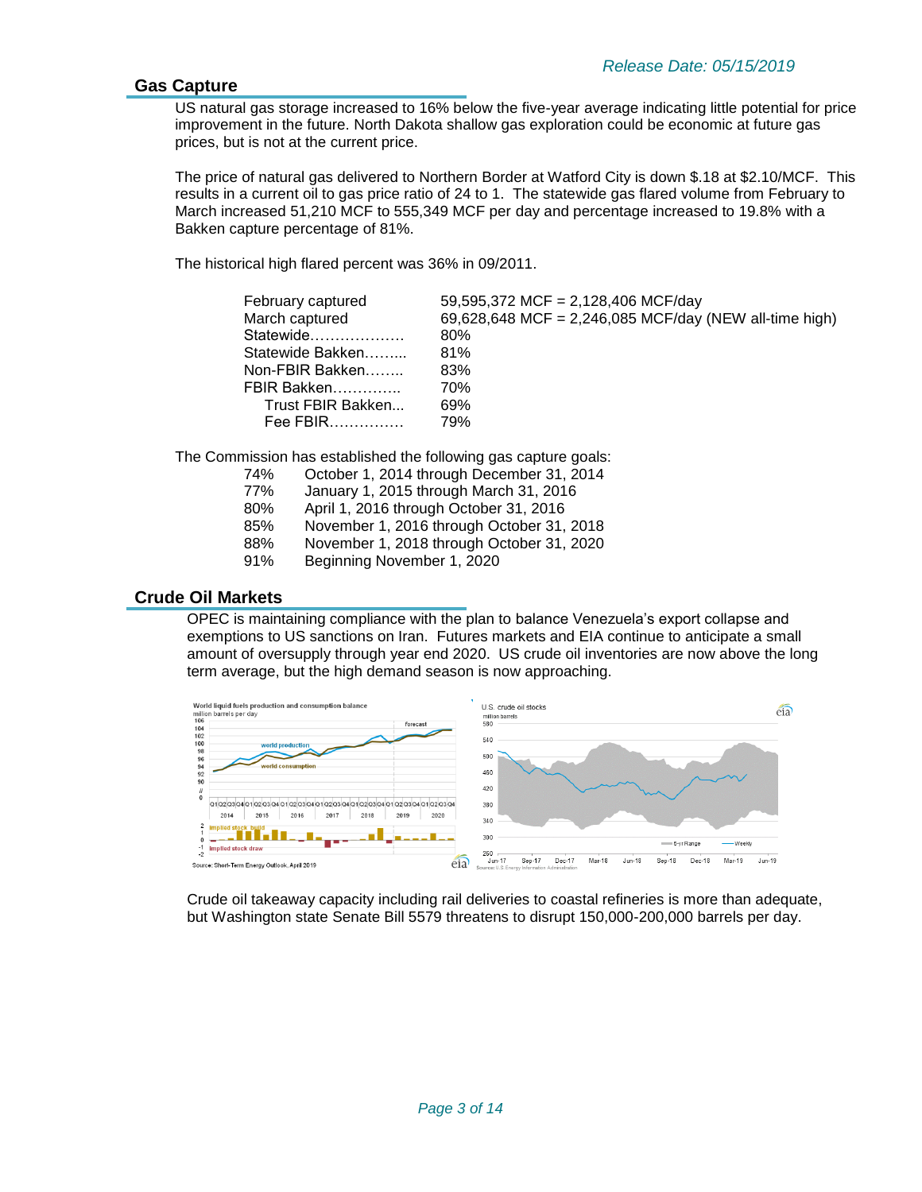*Release Date: 05/15/2019*

## Gas Capture

US natural gas storage increased to 16% below the five-year average indicating little potential for price improvement in the future. North Dakota shallow gas exploration could be economic at future gas prices, but is not at the current price.

The price of natural gas delivered to Northern Border at Watford City is down $.18 at $2.10/MCF. This results in a current oil to gas price ratio of 24 to 1. The statewide gas flared volume from February to March increased 51,210 MCF to 555,349 MCF per day and percentage increased to 19.8% with a Bakken capture percentage of 81%.

The historical high flared percent was 36% in 09/2011.

| | |
|---|---|
| February captured | 59,595,372 MCF = 2,128,406 MCF/day |
| March captured | 69,628,648 MCF = 2,246,085 MCF/day (NEW all-time high) |
| Statewide………………. | 80% |
| Statewide Bakken……... | 81% |
| Non-FBIR Bakken…….. | 83% |
| FBIR Bakken………….. | 70% |
| Trust FBIR Bakken... | 69% |
| Fee FBIR…………… | 79% |

The Commission has established the following gas capture goals:

| | |
|---|---|
| 74% | October 1, 2014 through December 31, 2014 |
| 77% | January 1, 2015 through March 31, 2016 |
| 80% | April 1, 2016 through October 31, 2016 |
| 85% | November 1, 2016 through October 31, 2018 |
| 88% | November 1, 2018 through October 31, 2020 |
| 91% | Beginning November 1, 2020 |

## Crude Oil Markets

OPEC is maintaining compliance with the plan to balance Venezuela's export collapse and exemptions to US sanctions on Iran. Futures markets and EIA continue to anticipate a small amount of oversupply through year end 2020. US crude oil inventories are now above the long term average, but the high demand season is now approaching.

Crude oil takeaway capacity including rail deliveries to coastal refineries is more than adequate, but Washington state Senate Bill 5579 threatens to disrupt 150,000-200,000 barrels per day.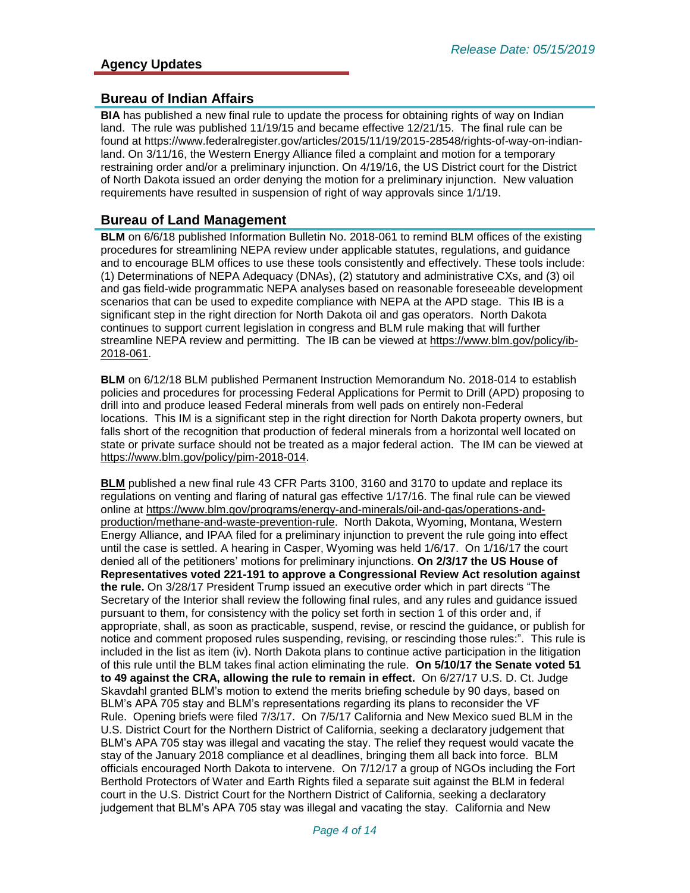*Release Date: 05/15/2019*

## Agency Updates

### Bureau of Indian Affairs

**BIA** has published a new final rule to update the process for obtaining rights of way on Indian land. The rule was published 11/19/15 and became effective 12/21/15. The final rule can be found at https://www.federalregister.gov/articles/2015/11/19/2015-28548/rights-of-way-on-indian-land. On 3/11/16, the Western Energy Alliance filed a complaint and motion for a temporary restraining order and/or a preliminary injunction. On 4/19/16, the US District court for the District of North Dakota issued an order denying the motion for a preliminary injunction. New valuation requirements have resulted in suspension of right of way approvals since 1/1/19.

### Bureau of Land Management

**BLM** on 6/6/18 published Information Bulletin No. 2018-061 to remind BLM offices of the existing procedures for streamlining NEPA review under applicable statutes, regulations, and guidance and to encourage BLM offices to use these tools consistently and effectively. These tools include: (1) Determinations of NEPA Adequacy (DNAs), (2) statutory and administrative CXs, and (3) oil and gas field-wide programmatic NEPA analyses based on reasonable foreseeable development scenarios that can be used to expedite compliance with NEPA at the APD stage. This IB is a significant step in the right direction for North Dakota oil and gas operators. North Dakota continues to support current legislation in congress and BLM rule making that will further streamline NEPA review and permitting. The IB can be viewed at https://www.blm.gov/policy/ib-2018-061.

**BLM** on 6/12/18 BLM published Permanent Instruction Memorandum No. 2018-014 to establish policies and procedures for processing Federal Applications for Permit to Drill (APD) proposing to drill into and produce leased Federal minerals from well pads on entirely non-Federal locations. This IM is a significant step in the right direction for North Dakota property owners, but falls short of the recognition that production of federal minerals from a horizontal well located on state or private surface should not be treated as a major federal action. The IM can be viewed at https://www.blm.gov/policy/pim-2018-014.

**BLM** published a new final rule 43 CFR Parts 3100, 3160 and 3170 to update and replace its regulations on venting and flaring of natural gas effective 1/17/16. The final rule can be viewed online at https://www.blm.gov/programs/energy-and-minerals/oil-and-gas/operations-and-production/methane-and-waste-prevention-rule. North Dakota, Wyoming, Montana, Western Energy Alliance, and IPAA filed for a preliminary injunction to prevent the rule going into effect until the case is settled. A hearing in Casper, Wyoming was held 1/6/17. On 1/16/17 the court denied all of the petitioners' motions for preliminary injunctions. **On 2/3/17 the US House of Representatives voted 221-191 to approve a Congressional Review Act resolution against the rule.** On 3/28/17 President Trump issued an executive order which in part directs "The Secretary of the Interior shall review the following final rules, and any rules and guidance issued pursuant to them, for consistency with the policy set forth in section 1 of this order and, if appropriate, shall, as soon as practicable, suspend, revise, or rescind the guidance, or publish for notice and comment proposed rules suspending, revising, or rescinding those rules:". This rule is included in the list as item (iv). North Dakota plans to continue active participation in the litigation of this rule until the BLM takes final action eliminating the rule. **On 5/10/17 the Senate voted 51 to 49 against the CRA, allowing the rule to remain in effect.** On 6/27/17 U.S. D. Ct. Judge Skavdahl granted BLM's motion to extend the merits briefing schedule by 90 days, based on BLM's APA 705 stay and BLM's representations regarding its plans to reconsider the VF Rule. Opening briefs were filed 7/3/17. On 7/5/17 California and New Mexico sued BLM in the U.S. District Court for the Northern District of California, seeking a declaratory judgement that BLM's APA 705 stay was illegal and vacating the stay. The relief they request would vacate the stay of the January 2018 compliance et al deadlines, bringing them all back into force. BLM officials encouraged North Dakota to intervene. On 7/12/17 a group of NGOs including the Fort Berthold Protectors of Water and Earth Rights filed a separate suit against the BLM in federal court in the U.S. District Court for the Northern District of California, seeking a declaratory judgement that BLM's APA 705 stay was illegal and vacating the stay. California and New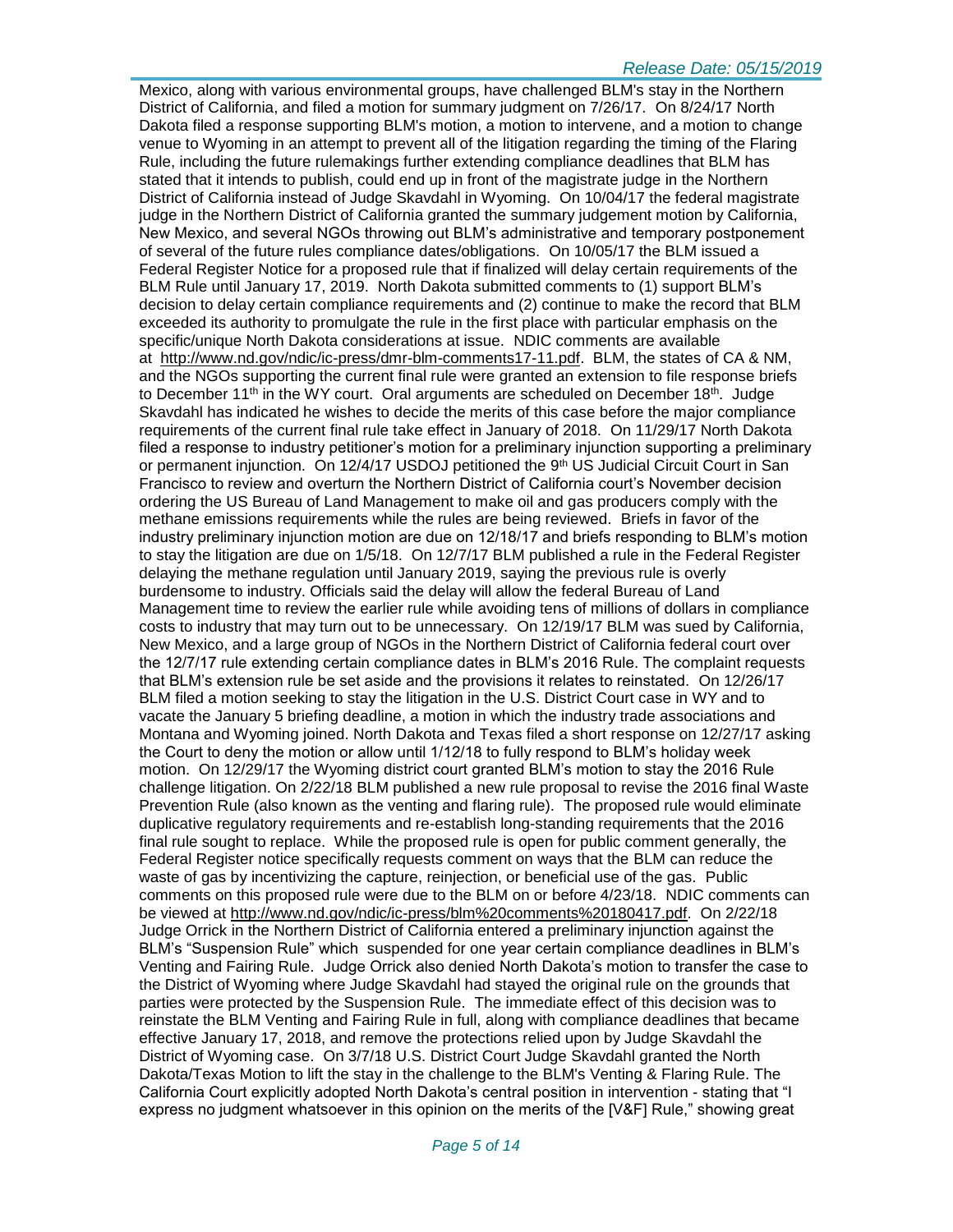Mexico, along with various environmental groups, have challenged BLM's stay in the Northern District of California, and filed a motion for summary judgment on 7/26/17. On 8/24/17 North Dakota filed a response supporting BLM's motion, a motion to intervene, and a motion to change venue to Wyoming in an attempt to prevent all of the litigation regarding the timing of the Flaring Rule, including the future rulemakings further extending compliance deadlines that BLM has stated that it intends to publish, could end up in front of the magistrate judge in the Northern District of California instead of Judge Skavdahl in Wyoming. On 10/04/17 the federal magistrate judge in the Northern District of California granted the summary judgement motion by California, New Mexico, and several NGOs throwing out BLM's administrative and temporary postponement of several of the future rules compliance dates/obligations. On 10/05/17 the BLM issued a Federal Register Notice for a proposed rule that if finalized will delay certain requirements of the BLM Rule until January 17, 2019. North Dakota submitted comments to (1) support BLM's decision to delay certain compliance requirements and (2) continue to make the record that BLM exceeded its authority to promulgate the rule in the first place with particular emphasis on the specific/unique North Dakota considerations at issue. NDIC comments are available at http://www.nd.gov/ndic/ic-press/dmr-blm-comments17-11.pdf. BLM, the states of CA & NM, and the NGOs supporting the current final rule were granted an extension to file response briefs to December 11th in the WY court. Oral arguments are scheduled on December 18th. Judge Skavdahl has indicated he wishes to decide the merits of this case before the major compliance requirements of the current final rule take effect in January of 2018. On 11/29/17 North Dakota filed a response to industry petitioner's motion for a preliminary injunction supporting a preliminary or permanent injunction. On 12/4/17 USDOJ petitioned the 9th US Judicial Circuit Court in San Francisco to review and overturn the Northern District of California court's November decision ordering the US Bureau of Land Management to make oil and gas producers comply with the methane emissions requirements while the rules are being reviewed. Briefs in favor of the industry preliminary injunction motion are due on 12/18/17 and briefs responding to BLM's motion to stay the litigation are due on 1/5/18. On 12/7/17 BLM published a rule in the Federal Register delaying the methane regulation until January 2019, saying the previous rule is overly burdensome to industry. Officials said the delay will allow the federal Bureau of Land Management time to review the earlier rule while avoiding tens of millions of dollars in compliance costs to industry that may turn out to be unnecessary. On 12/19/17 BLM was sued by California, New Mexico, and a large group of NGOs in the Northern District of California federal court over the 12/7/17 rule extending certain compliance dates in BLM's 2016 Rule. The complaint requests that BLM's extension rule be set aside and the provisions it relates to reinstated. On 12/26/17 BLM filed a motion seeking to stay the litigation in the U.S. District Court case in WY and to vacate the January 5 briefing deadline, a motion in which the industry trade associations and Montana and Wyoming joined. North Dakota and Texas filed a short response on 12/27/17 asking the Court to deny the motion or allow until 1/12/18 to fully respond to BLM's holiday week motion. On 12/29/17 the Wyoming district court granted BLM's motion to stay the 2016 Rule challenge litigation. On 2/22/18 BLM published a new rule proposal to revise the 2016 final Waste Prevention Rule (also known as the venting and flaring rule). The proposed rule would eliminate duplicative regulatory requirements and re-establish long-standing requirements that the 2016 final rule sought to replace. While the proposed rule is open for public comment generally, the Federal Register notice specifically requests comment on ways that the BLM can reduce the waste of gas by incentivizing the capture, reinjection, or beneficial use of the gas. Public comments on this proposed rule were due to the BLM on or before 4/23/18. NDIC comments can be viewed at http://www.nd.gov/ndic/ic-press/blm%20comments%20180417.pdf. On 2/22/18 Judge Orrick in the Northern District of California entered a preliminary injunction against the BLM's "Suspension Rule" which suspended for one year certain compliance deadlines in BLM's Venting and Fairing Rule. Judge Orrick also denied North Dakota's motion to transfer the case to the District of Wyoming where Judge Skavdahl had stayed the original rule on the grounds that parties were protected by the Suspension Rule. The immediate effect of this decision was to reinstate the BLM Venting and Fairing Rule in full, along with compliance deadlines that became effective January 17, 2018, and remove the protections relied upon by Judge Skavdahl the District of Wyoming case. On 3/7/18 U.S. District Court Judge Skavdahl granted the North Dakota/Texas Motion to lift the stay in the challenge to the BLM's Venting & Flaring Rule. The California Court explicitly adopted North Dakota's central position in intervention - stating that "I express no judgment whatsoever in this opinion on the merits of the [V&F] Rule," showing great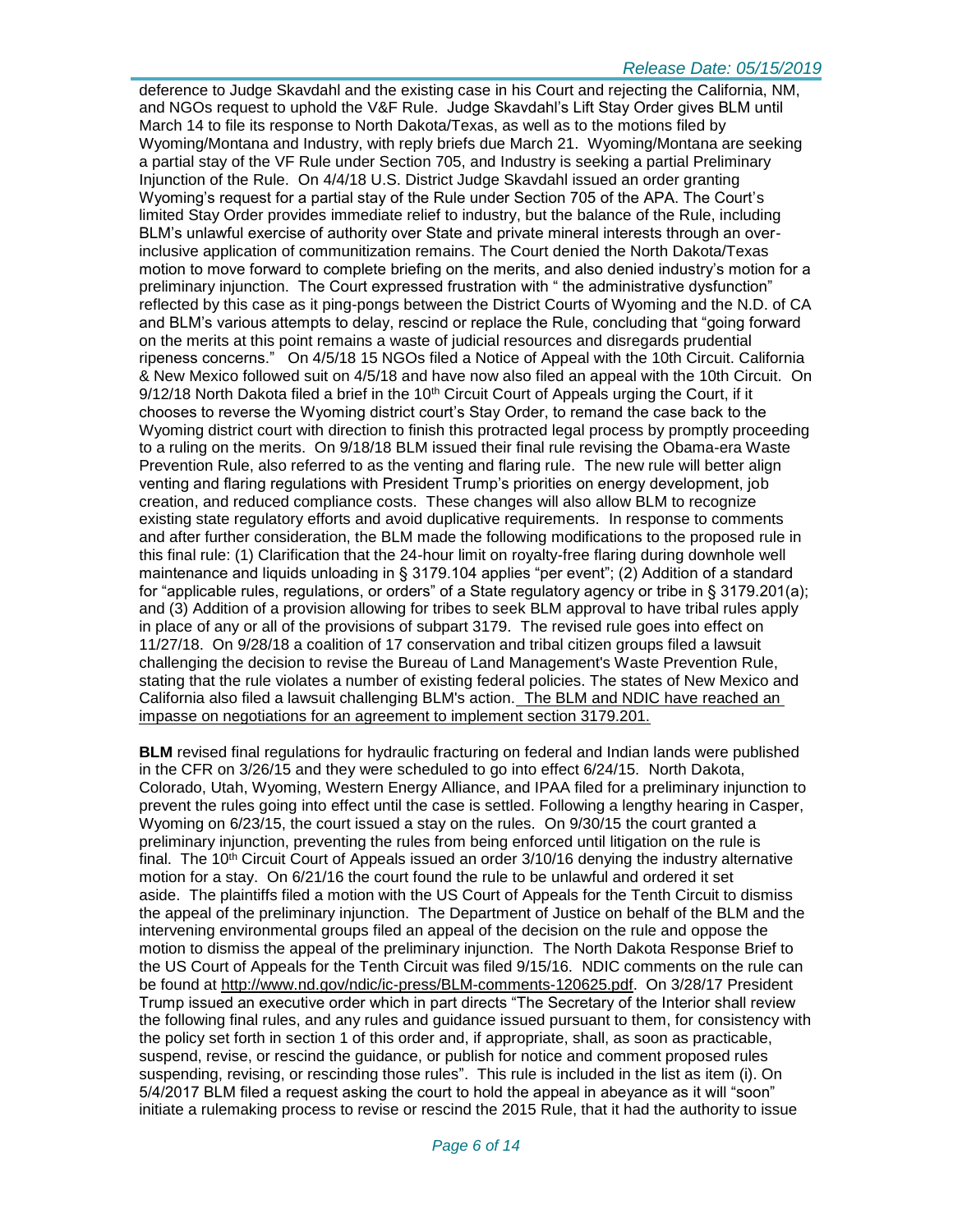deference to Judge Skavdahl and the existing case in his Court and rejecting the California, NM, and NGOs request to uphold the V&F Rule. Judge Skavdahl's Lift Stay Order gives BLM until March 14 to file its response to North Dakota/Texas, as well as to the motions filed by Wyoming/Montana and Industry, with reply briefs due March 21. Wyoming/Montana are seeking a partial stay of the VF Rule under Section 705, and Industry is seeking a partial Preliminary Injunction of the Rule. On 4/4/18 U.S. District Judge Skavdahl issued an order granting Wyoming's request for a partial stay of the Rule under Section 705 of the APA. The Court's limited Stay Order provides immediate relief to industry, but the balance of the Rule, including BLM's unlawful exercise of authority over State and private mineral interests through an over-inclusive application of communitization remains. The Court denied the North Dakota/Texas motion to move forward to complete briefing on the merits, and also denied industry's motion for a preliminary injunction. The Court expressed frustration with " the administrative dysfunction" reflected by this case as it ping-pongs between the District Courts of Wyoming and the N.D. of CA and BLM's various attempts to delay, rescind or replace the Rule, concluding that "going forward on the merits at this point remains a waste of judicial resources and disregards prudential ripeness concerns." On 4/5/18 15 NGOs filed a Notice of Appeal with the 10th Circuit. California & New Mexico followed suit on 4/5/18 and have now also filed an appeal with the 10th Circuit. On 9/12/18 North Dakota filed a brief in the 10th Circuit Court of Appeals urging the Court, if it chooses to reverse the Wyoming district court's Stay Order, to remand the case back to the Wyoming district court with direction to finish this protracted legal process by promptly proceeding to a ruling on the merits. On 9/18/18 BLM issued their final rule revising the Obama-era Waste Prevention Rule, also referred to as the venting and flaring rule. The new rule will better align venting and flaring regulations with President Trump's priorities on energy development, job creation, and reduced compliance costs. These changes will also allow BLM to recognize existing state regulatory efforts and avoid duplicative requirements. In response to comments and after further consideration, the BLM made the following modifications to the proposed rule in this final rule: (1) Clarification that the 24-hour limit on royalty-free flaring during downhole well maintenance and liquids unloading in § 3179.104 applies "per event"; (2) Addition of a standard for "applicable rules, regulations, or orders" of a State regulatory agency or tribe in § 3179.201(a); and (3) Addition of a provision allowing for tribes to seek BLM approval to have tribal rules apply in place of any or all of the provisions of subpart 3179. The revised rule goes into effect on 11/27/18. On 9/28/18 a coalition of 17 conservation and tribal citizen groups filed a lawsuit challenging the decision to revise the Bureau of Land Management's Waste Prevention Rule, stating that the rule violates a number of existing federal policies. The states of New Mexico and California also filed a lawsuit challenging BLM's action. The BLM and NDIC have reached an impasse on negotiations for an agreement to implement section 3179.201.

**BLM** revised final regulations for hydraulic fracturing on federal and Indian lands were published in the CFR on 3/26/15 and they were scheduled to go into effect 6/24/15. North Dakota, Colorado, Utah, Wyoming, Western Energy Alliance, and IPAA filed for a preliminary injunction to prevent the rules going into effect until the case is settled. Following a lengthy hearing in Casper, Wyoming on 6/23/15, the court issued a stay on the rules. On 9/30/15 the court granted a preliminary injunction, preventing the rules from being enforced until litigation on the rule is final. The 10th Circuit Court of Appeals issued an order 3/10/16 denying the industry alternative motion for a stay. On 6/21/16 the court found the rule to be unlawful and ordered it set aside. The plaintiffs filed a motion with the US Court of Appeals for the Tenth Circuit to dismiss the appeal of the preliminary injunction. The Department of Justice on behalf of the BLM and the intervening environmental groups filed an appeal of the decision on the rule and oppose the motion to dismiss the appeal of the preliminary injunction. The North Dakota Response Brief to the US Court of Appeals for the Tenth Circuit was filed 9/15/16. NDIC comments on the rule can be found at http://www.nd.gov/ndic/ic-press/BLM-comments-120625.pdf. On 3/28/17 President Trump issued an executive order which in part directs "The Secretary of the Interior shall review the following final rules, and any rules and guidance issued pursuant to them, for consistency with the policy set forth in section 1 of this order and, if appropriate, shall, as soon as practicable, suspend, revise, or rescind the guidance, or publish for notice and comment proposed rules suspending, revising, or rescinding those rules". This rule is included in the list as item (i). On 5/4/2017 BLM filed a request asking the court to hold the appeal in abeyance as it will "soon" initiate a rulemaking process to revise or rescind the 2015 Rule, that it had the authority to issue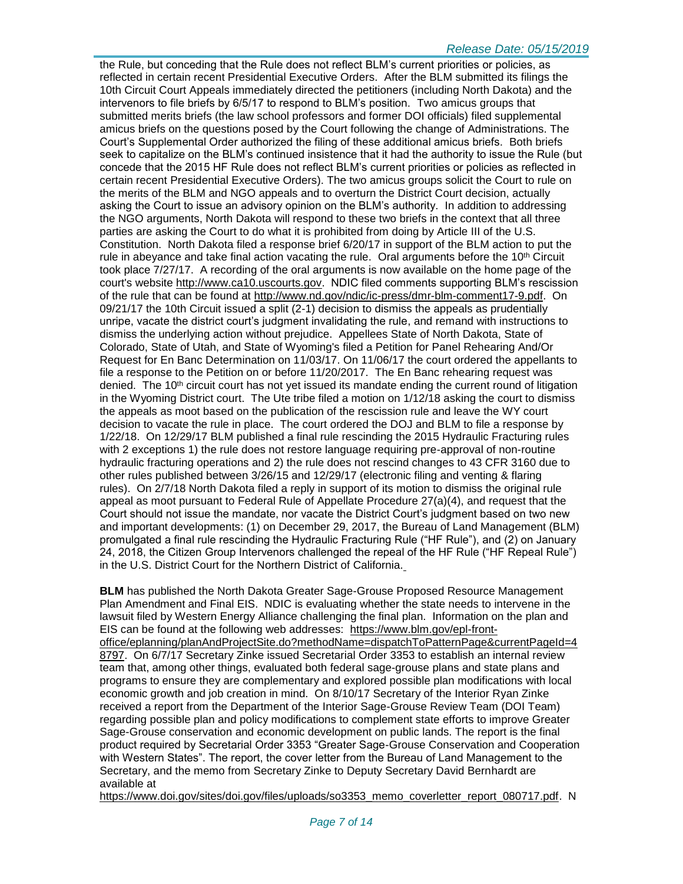the Rule, but conceding that the Rule does not reflect BLM's current priorities or policies, as reflected in certain recent Presidential Executive Orders. After the BLM submitted its filings the 10th Circuit Court Appeals immediately directed the petitioners (including North Dakota) and the intervenors to file briefs by 6/5/17 to respond to BLM's position. Two amicus groups that submitted merits briefs (the law school professors and former DOI officials) filed supplemental amicus briefs on the questions posed by the Court following the change of Administrations. The Court's Supplemental Order authorized the filing of these additional amicus briefs. Both briefs seek to capitalize on the BLM's continued insistence that it had the authority to issue the Rule (but concede that the 2015 HF Rule does not reflect BLM's current priorities or policies as reflected in certain recent Presidential Executive Orders). The two amicus groups solicit the Court to rule on the merits of the BLM and NGO appeals and to overturn the District Court decision, actually asking the Court to issue an advisory opinion on the BLM's authority. In addition to addressing the NGO arguments, North Dakota will respond to these two briefs in the context that all three parties are asking the Court to do what it is prohibited from doing by Article III of the U.S. Constitution. North Dakota filed a response brief 6/20/17 in support of the BLM action to put the rule in abeyance and take final action vacating the rule. Oral arguments before the 10th Circuit took place 7/27/17. A recording of the oral arguments is now available on the home page of the court's website http://www.ca10.uscourts.gov. NDIC filed comments supporting BLM's rescission of the rule that can be found at http://www.nd.gov/ndic/ic-press/dmr-blm-comment17-9.pdf. On 09/21/17 the 10th Circuit issued a split (2-1) decision to dismiss the appeals as prudentially unripe, vacate the district court's judgment invalidating the rule, and remand with instructions to dismiss the underlying action without prejudice. Appellees State of North Dakota, State of Colorado, State of Utah, and State of Wyoming's filed a Petition for Panel Rehearing And/Or Request for En Banc Determination on 11/03/17. On 11/06/17 the court ordered the appellants to file a response to the Petition on or before 11/20/2017. The En Banc rehearing request was denied. The 10th circuit court has not yet issued its mandate ending the current round of litigation in the Wyoming District court. The Ute tribe filed a motion on 1/12/18 asking the court to dismiss the appeals as moot based on the publication of the rescission rule and leave the WY court decision to vacate the rule in place. The court ordered the DOJ and BLM to file a response by 1/22/18. On 12/29/17 BLM published a final rule rescinding the 2015 Hydraulic Fracturing rules with 2 exceptions 1) the rule does not restore language requiring pre-approval of non-routine hydraulic fracturing operations and 2) the rule does not rescind changes to 43 CFR 3160 due to other rules published between 3/26/15 and 12/29/17 (electronic filing and venting & flaring rules). On 2/7/18 North Dakota filed a reply in support of its motion to dismiss the original rule appeal as moot pursuant to Federal Rule of Appellate Procedure 27(a)(4), and request that the Court should not issue the mandate, nor vacate the District Court's judgment based on two new and important developments: (1) on December 29, 2017, the Bureau of Land Management (BLM) promulgated a final rule rescinding the Hydraulic Fracturing Rule ("HF Rule"), and (2) on January 24, 2018, the Citizen Group Intervenors challenged the repeal of the HF Rule ("HF Repeal Rule") in the U.S. District Court for the Northern District of California.

**BLM** has published the North Dakota Greater Sage-Grouse Proposed Resource Management Plan Amendment and Final EIS. NDIC is evaluating whether the state needs to intervene in the lawsuit filed by Western Energy Alliance challenging the final plan. Information on the plan and EIS can be found at the following web addresses: https://www.blm.gov/epl-front-office/eplanning/planAndProjectSite.do?methodName=dispatchToPatternPage&currentPageId=48797. On 6/7/17 Secretary Zinke issued Secretarial Order 3353 to establish an internal review team that, among other things, evaluated both federal sage-grouse plans and state plans and programs to ensure they are complementary and explored possible plan modifications with local economic growth and job creation in mind. On 8/10/17 Secretary of the Interior Ryan Zinke received a report from the Department of the Interior Sage-Grouse Review Team (DOI Team) regarding possible plan and policy modifications to complement state efforts to improve Greater Sage-Grouse conservation and economic development on public lands. The report is the final product required by Secretarial Order 3353 "Greater Sage-Grouse Conservation and Cooperation with Western States". The report, the cover letter from the Bureau of Land Management to the Secretary, and the memo from Secretary Zinke to Deputy Secretary David Bernhardt are available at https://www.doi.gov/sites/doi.gov/files/uploads/so3353_memo_coverletter_report_080717.pdf. N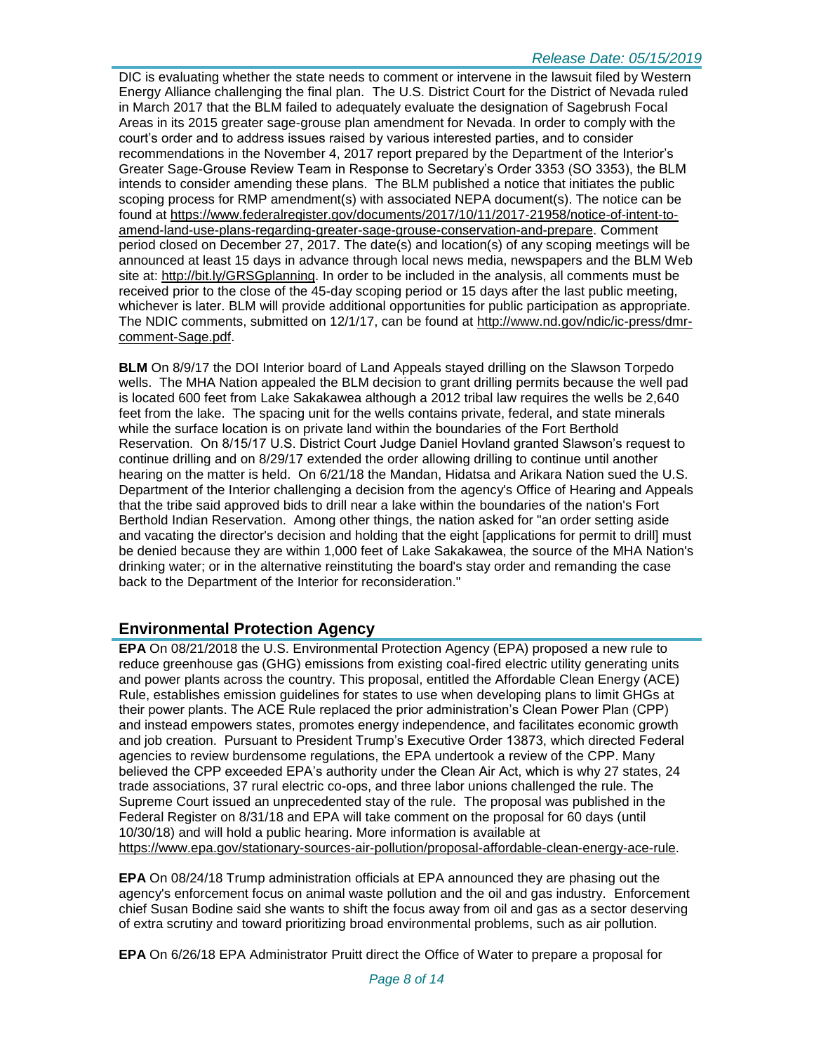DIC is evaluating whether the state needs to comment or intervene in the lawsuit filed by Western Energy Alliance challenging the final plan. The U.S. District Court for the District of Nevada ruled in March 2017 that the BLM failed to adequately evaluate the designation of Sagebrush Focal Areas in its 2015 greater sage-grouse plan amendment for Nevada. In order to comply with the court's order and to address issues raised by various interested parties, and to consider recommendations in the November 4, 2017 report prepared by the Department of the Interior's Greater Sage-Grouse Review Team in Response to Secretary's Order 3353 (SO 3353), the BLM intends to consider amending these plans. The BLM published a notice that initiates the public scoping process for RMP amendment(s) with associated NEPA document(s). The notice can be found at https://www.federalregister.gov/documents/2017/10/11/2017-21958/notice-of-intent-to-amend-land-use-plans-regarding-greater-sage-grouse-conservation-and-prepare. Comment period closed on December 27, 2017. The date(s) and location(s) of any scoping meetings will be announced at least 15 days in advance through local news media, newspapers and the BLM Web site at: http://bit.ly/GRSGplanning. In order to be included in the analysis, all comments must be received prior to the close of the 45-day scoping period or 15 days after the last public meeting, whichever is later. BLM will provide additional opportunities for public participation as appropriate. The NDIC comments, submitted on 12/1/17, can be found at http://www.nd.gov/ndic/ic-press/dmr-comment-Sage.pdf.

**BLM** On 8/9/17 the DOI Interior board of Land Appeals stayed drilling on the Slawson Torpedo wells. The MHA Nation appealed the BLM decision to grant drilling permits because the well pad is located 600 feet from Lake Sakakawea although a 2012 tribal law requires the wells be 2,640 feet from the lake. The spacing unit for the wells contains private, federal, and state minerals while the surface location is on private land within the boundaries of the Fort Berthold Reservation. On 8/15/17 U.S. District Court Judge Daniel Hovland granted Slawson's request to continue drilling and on 8/29/17 extended the order allowing drilling to continue until another hearing on the matter is held. On 6/21/18 the Mandan, Hidatsa and Arikara Nation sued the U.S. Department of the Interior challenging a decision from the agency's Office of Hearing and Appeals that the tribe said approved bids to drill near a lake within the boundaries of the nation's Fort Berthold Indian Reservation. Among other things, the nation asked for "an order setting aside and vacating the director's decision and holding that the eight [applications for permit to drill] must be denied because they are within 1,000 feet of Lake Sakakawea, the source of the MHA Nation's drinking water; or in the alternative reinstituting the board's stay order and remanding the case back to the Department of the Interior for reconsideration."

## Environmental Protection Agency

**EPA** On 08/21/2018 the U.S. Environmental Protection Agency (EPA) proposed a new rule to reduce greenhouse gas (GHG) emissions from existing coal-fired electric utility generating units and power plants across the country. This proposal, entitled the Affordable Clean Energy (ACE) Rule, establishes emission guidelines for states to use when developing plans to limit GHGs at their power plants. The ACE Rule replaced the prior administration's Clean Power Plan (CPP) and instead empowers states, promotes energy independence, and facilitates economic growth and job creation. Pursuant to President Trump's Executive Order 13873, which directed Federal agencies to review burdensome regulations, the EPA undertook a review of the CPP. Many believed the CPP exceeded EPA's authority under the Clean Air Act, which is why 27 states, 24 trade associations, 37 rural electric co-ops, and three labor unions challenged the rule. The Supreme Court issued an unprecedented stay of the rule. The proposal was published in the Federal Register on 8/31/18 and EPA will take comment on the proposal for 60 days (until 10/30/18) and will hold a public hearing. More information is available at https://www.epa.gov/stationary-sources-air-pollution/proposal-affordable-clean-energy-ace-rule.

**EPA** On 08/24/18 Trump administration officials at EPA announced they are phasing out the agency's enforcement focus on animal waste pollution and the oil and gas industry. Enforcement chief Susan Bodine said she wants to shift the focus away from oil and gas as a sector deserving of extra scrutiny and toward prioritizing broad environmental problems, such as air pollution.

**EPA** On 6/26/18 EPA Administrator Pruitt direct the Office of Water to prepare a proposal for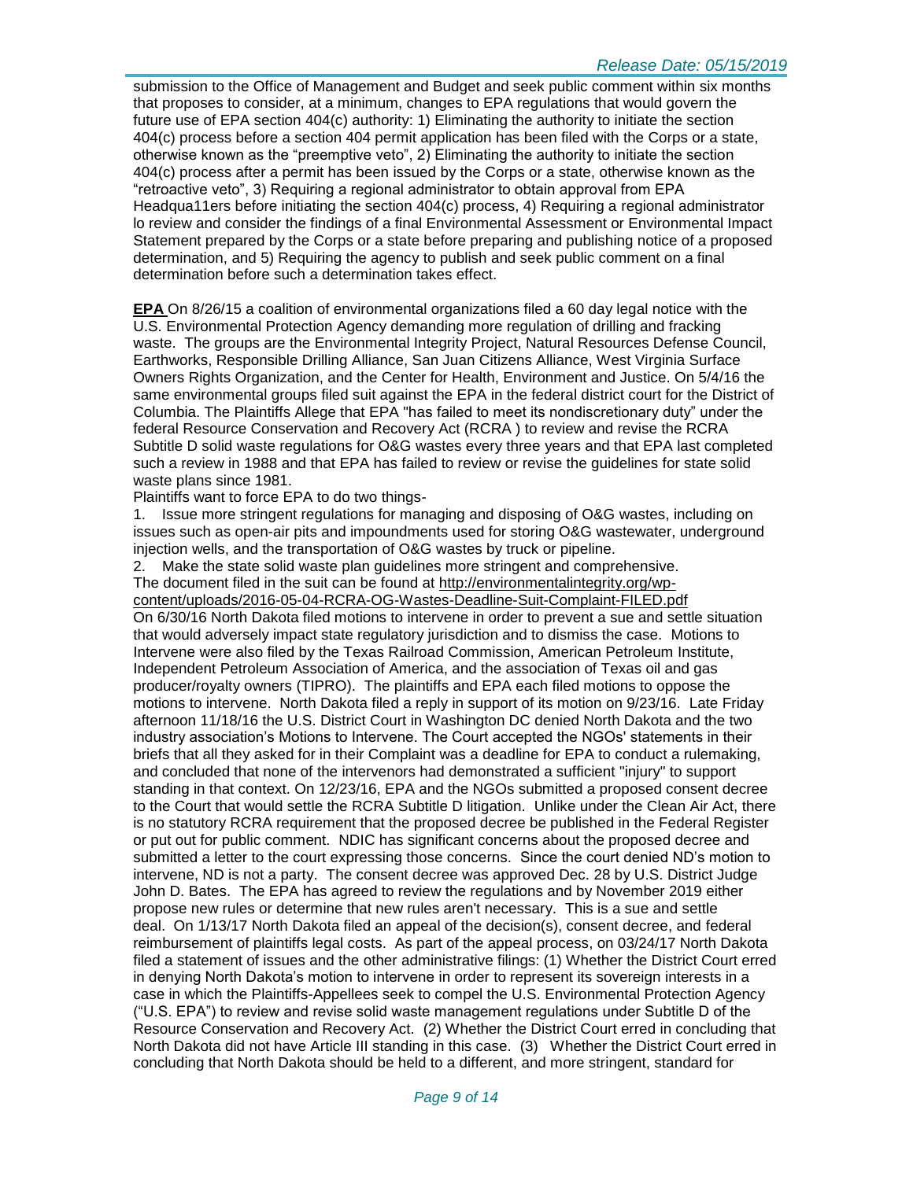submission to the Office of Management and Budget and seek public comment within six months that proposes to consider, at a minimum, changes to EPA regulations that would govern the future use of EPA section 404(c) authority: 1) Eliminating the authority to initiate the section 404(c) process before a section 404 permit application has been filed with the Corps or a state, otherwise known as the "preemptive veto", 2) Eliminating the authority to initiate the section 404(c) process after a permit has been issued by the Corps or a state, otherwise known as the "retroactive veto", 3) Requiring a regional administrator to obtain approval from EPA Headqua11ers before initiating the section 404(c) process, 4) Requiring a regional administrator lo review and consider the findings of a final Environmental Assessment or Environmental Impact Statement prepared by the Corps or a state before preparing and publishing notice of a proposed determination, and 5) Requiring the agency to publish and seek public comment on a final determination before such a determination takes effect.

**EPA** On 8/26/15 a coalition of environmental organizations filed a 60 day legal notice with the U.S. Environmental Protection Agency demanding more regulation of drilling and fracking waste. The groups are the Environmental Integrity Project, Natural Resources Defense Council, Earthworks, Responsible Drilling Alliance, San Juan Citizens Alliance, West Virginia Surface Owners Rights Organization, and the Center for Health, Environment and Justice. On 5/4/16 the same environmental groups filed suit against the EPA in the federal district court for the District of Columbia. The Plaintiffs Allege that EPA "has failed to meet its nondiscretionary duty" under the federal Resource Conservation and Recovery Act (RCRA ) to review and revise the RCRA Subtitle D solid waste regulations for O&G wastes every three years and that EPA last completed such a review in 1988 and that EPA has failed to review or revise the guidelines for state solid waste plans since 1981.

Plaintiffs want to force EPA to do two things-

1. Issue more stringent regulations for managing and disposing of O&G wastes, including on issues such as open-air pits and impoundments used for storing O&G wastewater, underground injection wells, and the transportation of O&G wastes by truck or pipeline.
2. Make the state solid waste plan guidelines more stringent and comprehensive.

The document filed in the suit can be found at http://environmentalintegrity.org/wp-content/uploads/2016-05-04-RCRA-OG-Wastes-Deadline-Suit-Complaint-FILED.pdf

On 6/30/16 North Dakota filed motions to intervene in order to prevent a sue and settle situation that would adversely impact state regulatory jurisdiction and to dismiss the case. Motions to Intervene were also filed by the Texas Railroad Commission, American Petroleum Institute, Independent Petroleum Association of America, and the association of Texas oil and gas producer/royalty owners (TIPRO). The plaintiffs and EPA each filed motions to oppose the motions to intervene. North Dakota filed a reply in support of its motion on 9/23/16. Late Friday afternoon 11/18/16 the U.S. District Court in Washington DC denied North Dakota and the two industry association's Motions to Intervene. The Court accepted the NGOs' statements in their briefs that all they asked for in their Complaint was a deadline for EPA to conduct a rulemaking, and concluded that none of the intervenors had demonstrated a sufficient "injury" to support standing in that context. On 12/23/16, EPA and the NGOs submitted a proposed consent decree to the Court that would settle the RCRA Subtitle D litigation. Unlike under the Clean Air Act, there is no statutory RCRA requirement that the proposed decree be published in the Federal Register or put out for public comment. NDIC has significant concerns about the proposed decree and submitted a letter to the court expressing those concerns. Since the court denied ND's motion to intervene, ND is not a party. The consent decree was approved Dec. 28 by U.S. District Judge John D. Bates. The EPA has agreed to review the regulations and by November 2019 either propose new rules or determine that new rules aren't necessary. This is a sue and settle deal. On 1/13/17 North Dakota filed an appeal of the decision(s), consent decree, and federal reimbursement of plaintiffs legal costs. As part of the appeal process, on 03/24/17 North Dakota filed a statement of issues and the other administrative filings: (1) Whether the District Court erred in denying North Dakota's motion to intervene in order to represent its sovereign interests in a case in which the Plaintiffs-Appellees seek to compel the U.S. Environmental Protection Agency ("U.S. EPA") to review and revise solid waste management regulations under Subtitle D of the Resource Conservation and Recovery Act. (2) Whether the District Court erred in concluding that North Dakota did not have Article III standing in this case. (3) Whether the District Court erred in concluding that North Dakota should be held to a different, and more stringent, standard for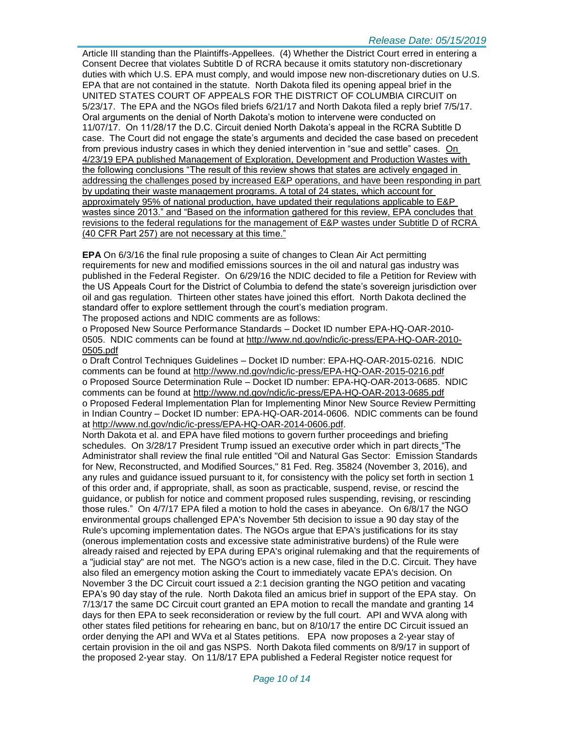Article III standing than the Plaintiffs-Appellees. (4) Whether the District Court erred in entering a Consent Decree that violates Subtitle D of RCRA because it omits statutory non-discretionary duties with which U.S. EPA must comply, and would impose new non-discretionary duties on U.S. EPA that are not contained in the statute. North Dakota filed its opening appeal brief in the UNITED STATES COURT OF APPEALS FOR THE DISTRICT OF COLUMBIA CIRCUIT on 5/23/17. The EPA and the NGOs filed briefs 6/21/17 and North Dakota filed a reply brief 7/5/17. Oral arguments on the denial of North Dakota's motion to intervene were conducted on 11/07/17. On 11/28/17 the D.C. Circuit denied North Dakota's appeal in the RCRA Subtitle D case. The Court did not engage the state's arguments and decided the case based on precedent from previous industry cases in which they denied intervention in "sue and settle" cases. On 4/23/19 EPA published Management of Exploration, Development and Production Wastes with the following conclusions "The result of this review shows that states are actively engaged in addressing the challenges posed by increased E&P operations, and have been responding in part by updating their waste management programs. A total of 24 states, which account for approximately 95% of national production, have updated their regulations applicable to E&P wastes since 2013." and "Based on the information gathered for this review, EPA concludes that revisions to the federal regulations for the management of E&P wastes under Subtitle D of RCRA (40 CFR Part 257) are not necessary at this time."

**EPA** On 6/3/16 the final rule proposing a suite of changes to Clean Air Act permitting requirements for new and modified emissions sources in the oil and natural gas industry was published in the Federal Register. On 6/29/16 the NDIC decided to file a Petition for Review with the US Appeals Court for the District of Columbia to defend the state's sovereign jurisdiction over oil and gas regulation. Thirteen other states have joined this effort. North Dakota declined the standard offer to explore settlement through the court's mediation program.
The proposed actions and NDIC comments are as follows:

- Proposed New Source Performance Standards – Docket ID number EPA-HQ-OAR-2010-0505. NDIC comments can be found at http://www.nd.gov/ndic/ic-press/EPA-HQ-OAR-2010-0505.pdf
- Draft Control Techniques Guidelines – Docket ID number: EPA-HQ-OAR-2015-0216. NDIC comments can be found at http://www.nd.gov/ndic/ic-press/EPA-HQ-OAR-2015-0216.pdf
- Proposed Source Determination Rule – Docket ID number: EPA-HQ-OAR-2013-0685. NDIC comments can be found at http://www.nd.gov/ndic/ic-press/EPA-HQ-OAR-2013-0685.pdf
- Proposed Federal Implementation Plan for Implementing Minor New Source Review Permitting in Indian Country – Docket ID number: EPA-HQ-OAR-2014-0606. NDIC comments can be found at http://www.nd.gov/ndic/ic-press/EPA-HQ-OAR-2014-0606.pdf.

North Dakota et al. and EPA have filed motions to govern further proceedings and briefing schedules. On 3/28/17 President Trump issued an executive order which in part directs "The Administrator shall review the final rule entitled "Oil and Natural Gas Sector: Emission Standards for New, Reconstructed, and Modified Sources," 81 Fed. Reg. 35824 (November 3, 2016), and any rules and guidance issued pursuant to it, for consistency with the policy set forth in section 1 of this order and, if appropriate, shall, as soon as practicable, suspend, revise, or rescind the guidance, or publish for notice and comment proposed rules suspending, revising, or rescinding those rules." On 4/7/17 EPA filed a motion to hold the cases in abeyance. On 6/8/17 the NGO environmental groups challenged EPA's November 5th decision to issue a 90 day stay of the Rule's upcoming implementation dates. The NGOs argue that EPA's justifications for its stay (onerous implementation costs and excessive state administrative burdens) of the Rule were already raised and rejected by EPA during EPA's original rulemaking and that the requirements of a "judicial stay" are not met. The NGO's action is a new case, filed in the D.C. Circuit. They have also filed an emergency motion asking the Court to immediately vacate EPA's decision. On November 3 the DC Circuit court issued a 2:1 decision granting the NGO petition and vacating EPA's 90 day stay of the rule. North Dakota filed an amicus brief in support of the EPA stay. On 7/13/17 the same DC Circuit court granted an EPA motion to recall the mandate and granting 14 days for then EPA to seek reconsideration or review by the full court. API and WVA along with other states filed petitions for rehearing en banc, but on 8/10/17 the entire DC Circuit issued an order denying the API and WVa et al States petitions. EPA now proposes a 2-year stay of certain provision in the oil and gas NSPS. North Dakota filed comments on 8/9/17 in support of the proposed 2-year stay. On 11/8/17 EPA published a Federal Register notice request for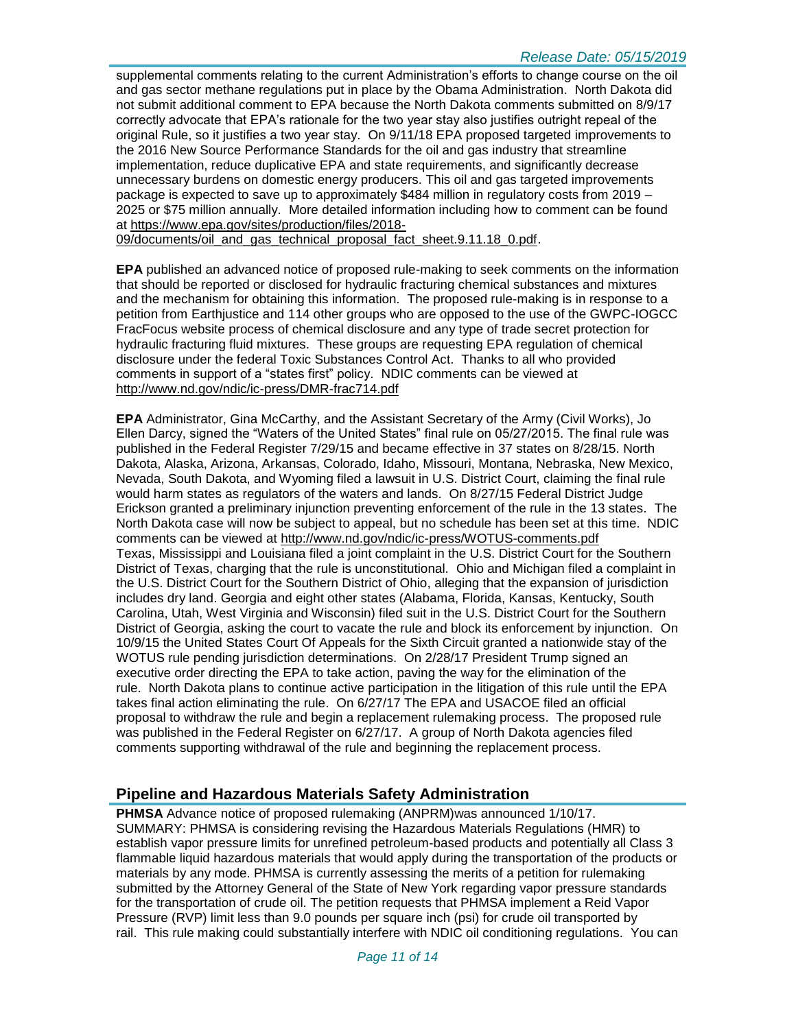supplemental comments relating to the current Administration's efforts to change course on the oil and gas sector methane regulations put in place by the Obama Administration. North Dakota did not submit additional comment to EPA because the North Dakota comments submitted on 8/9/17 correctly advocate that EPA's rationale for the two year stay also justifies outright repeal of the original Rule, so it justifies a two year stay. On 9/11/18 EPA proposed targeted improvements to the 2016 New Source Performance Standards for the oil and gas industry that streamline implementation, reduce duplicative EPA and state requirements, and significantly decrease unnecessary burdens on domestic energy producers. This oil and gas targeted improvements package is expected to save up to approximately $484 million in regulatory costs from 2019 – 2025 or $75 million annually. More detailed information including how to comment can be found at https://www.epa.gov/sites/production/files/2018-09/documents/oil_and_gas_technical_proposal_fact_sheet.9.11.18_0.pdf.

**EPA** published an advanced notice of proposed rule-making to seek comments on the information that should be reported or disclosed for hydraulic fracturing chemical substances and mixtures and the mechanism for obtaining this information. The proposed rule-making is in response to a petition from Earthjustice and 114 other groups who are opposed to the use of the GWPC-IOGCC FracFocus website process of chemical disclosure and any type of trade secret protection for hydraulic fracturing fluid mixtures. These groups are requesting EPA regulation of chemical disclosure under the federal Toxic Substances Control Act. Thanks to all who provided comments in support of a "states first" policy. NDIC comments can be viewed at http://www.nd.gov/ndic/ic-press/DMR-frac714.pdf

**EPA** Administrator, Gina McCarthy, and the Assistant Secretary of the Army (Civil Works), Jo Ellen Darcy, signed the "Waters of the United States" final rule on 05/27/2015. The final rule was published in the Federal Register 7/29/15 and became effective in 37 states on 8/28/15. North Dakota, Alaska, Arizona, Arkansas, Colorado, Idaho, Missouri, Montana, Nebraska, New Mexico, Nevada, South Dakota, and Wyoming filed a lawsuit in U.S. District Court, claiming the final rule would harm states as regulators of the waters and lands. On 8/27/15 Federal District Judge Erickson granted a preliminary injunction preventing enforcement of the rule in the 13 states. The North Dakota case will now be subject to appeal, but no schedule has been set at this time. NDIC comments can be viewed at http://www.nd.gov/ndic/ic-press/WOTUS-comments.pdf
Texas, Mississippi and Louisiana filed a joint complaint in the U.S. District Court for the Southern District of Texas, charging that the rule is unconstitutional. Ohio and Michigan filed a complaint in the U.S. District Court for the Southern District of Ohio, alleging that the expansion of jurisdiction includes dry land. Georgia and eight other states (Alabama, Florida, Kansas, Kentucky, South Carolina, Utah, West Virginia and Wisconsin) filed suit in the U.S. District Court for the Southern District of Georgia, asking the court to vacate the rule and block its enforcement by injunction. On 10/9/15 the United States Court Of Appeals for the Sixth Circuit granted a nationwide stay of the WOTUS rule pending jurisdiction determinations. On 2/28/17 President Trump signed an executive order directing the EPA to take action, paving the way for the elimination of the rule. North Dakota plans to continue active participation in the litigation of this rule until the EPA takes final action eliminating the rule. On 6/27/17 The EPA and USACOE filed an official proposal to withdraw the rule and begin a replacement rulemaking process. The proposed rule was published in the Federal Register on 6/27/17. A group of North Dakota agencies filed comments supporting withdrawal of the rule and beginning the replacement process.

## Pipeline and Hazardous Materials Safety Administration

**PHMSA** Advance notice of proposed rulemaking (ANPRM)was announced 1/10/17.
SUMMARY: PHMSA is considering revising the Hazardous Materials Regulations (HMR) to establish vapor pressure limits for unrefined petroleum-based products and potentially all Class 3 flammable liquid hazardous materials that would apply during the transportation of the products or materials by any mode. PHMSA is currently assessing the merits of a petition for rulemaking submitted by the Attorney General of the State of New York regarding vapor pressure standards for the transportation of crude oil. The petition requests that PHMSA implement a Reid Vapor Pressure (RVP) limit less than 9.0 pounds per square inch (psi) for crude oil transported by rail. This rule making could substantially interfere with NDIC oil conditioning regulations. You can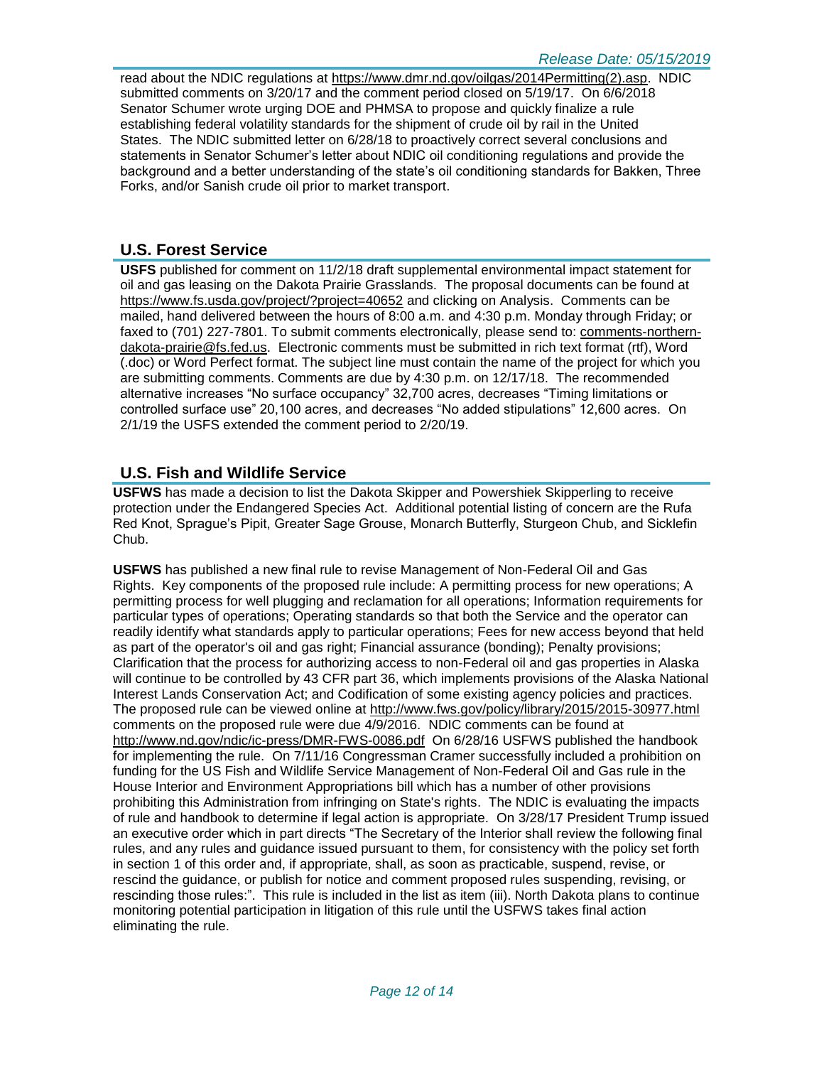read about the NDIC regulations at https://www.dmr.nd.gov/oilgas/2014Permitting(2).asp. NDIC submitted comments on 3/20/17 and the comment period closed on 5/19/17. On 6/6/2018 Senator Schumer wrote urging DOE and PHMSA to propose and quickly finalize a rule establishing federal volatility standards for the shipment of crude oil by rail in the United States. The NDIC submitted letter on 6/28/18 to proactively correct several conclusions and statements in Senator Schumer's letter about NDIC oil conditioning regulations and provide the background and a better understanding of the state's oil conditioning standards for Bakken, Three Forks, and/or Sanish crude oil prior to market transport.

## U.S. Forest Service

**USFS** published for comment on 11/2/18 draft supplemental environmental impact statement for oil and gas leasing on the Dakota Prairie Grasslands. The proposal documents can be found at https://www.fs.usda.gov/project/?project=40652 and clicking on Analysis. Comments can be mailed, hand delivered between the hours of 8:00 a.m. and 4:30 p.m. Monday through Friday; or faxed to (701) 227-7801. To submit comments electronically, please send to: comments-northern-dakota-prairie@fs.fed.us. Electronic comments must be submitted in rich text format (rtf), Word (.doc) or Word Perfect format. The subject line must contain the name of the project for which you are submitting comments. Comments are due by 4:30 p.m. on 12/17/18. The recommended alternative increases "No surface occupancy" 32,700 acres, decreases "Timing limitations or controlled surface use" 20,100 acres, and decreases "No added stipulations" 12,600 acres. On 2/1/19 the USFS extended the comment period to 2/20/19.

## U.S. Fish and Wildlife Service

**USFWS** has made a decision to list the Dakota Skipper and Powershiek Skipperling to receive protection under the Endangered Species Act. Additional potential listing of concern are the Rufa Red Knot, Sprague's Pipit, Greater Sage Grouse, Monarch Butterfly, Sturgeon Chub, and Sicklefin Chub.

**USFWS** has published a new final rule to revise Management of Non-Federal Oil and Gas Rights. Key components of the proposed rule include: A permitting process for new operations; A permitting process for well plugging and reclamation for all operations; Information requirements for particular types of operations; Operating standards so that both the Service and the operator can readily identify what standards apply to particular operations; Fees for new access beyond that held as part of the operator's oil and gas right; Financial assurance (bonding); Penalty provisions; Clarification that the process for authorizing access to non-Federal oil and gas properties in Alaska will continue to be controlled by 43 CFR part 36, which implements provisions of the Alaska National Interest Lands Conservation Act; and Codification of some existing agency policies and practices. The proposed rule can be viewed online at http://www.fws.gov/policy/library/2015/2015-30977.html comments on the proposed rule were due 4/9/2016. NDIC comments can be found at http://www.nd.gov/ndic/ic-press/DMR-FWS-0086.pdf On 6/28/16 USFWS published the handbook for implementing the rule. On 7/11/16 Congressman Cramer successfully included a prohibition on funding for the US Fish and Wildlife Service Management of Non-Federal Oil and Gas rule in the House Interior and Environment Appropriations bill which has a number of other provisions prohibiting this Administration from infringing on State's rights. The NDIC is evaluating the impacts of rule and handbook to determine if legal action is appropriate. On 3/28/17 President Trump issued an executive order which in part directs "The Secretary of the Interior shall review the following final rules, and any rules and guidance issued pursuant to them, for consistency with the policy set forth in section 1 of this order and, if appropriate, shall, as soon as practicable, suspend, revise, or rescind the guidance, or publish for notice and comment proposed rules suspending, revising, or rescinding those rules:". This rule is included in the list as item (iii). North Dakota plans to continue monitoring potential participation in litigation of this rule until the USFWS takes final action eliminating the rule.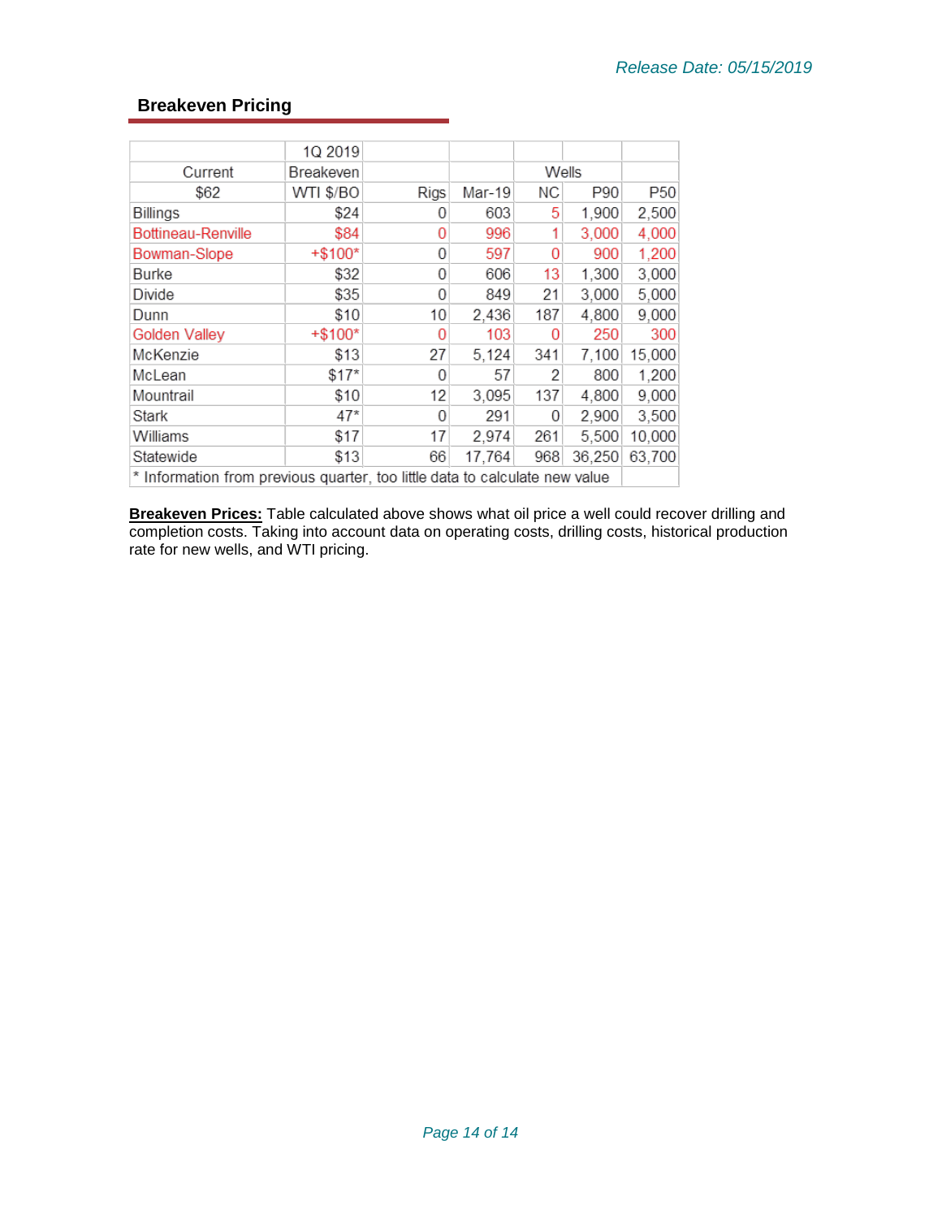Release Date: 05/15/2019

## Breakeven Pricing

| | 1Q 2019 | | | | | |
|---|---|---|---|---|---|---|
| Current | Breakeven | | | Wells | | |
| $62 | WTI $/BO | Rigs | Mar-19 | NC | P90 | P50 |
| Billings | $24 | 0 | 603 | 5 | 1,900 | 2,500 |
| Bottineau-Renville | $84 | 0 | 996 | 1 | 3,000 | 4,000 |
| Bowman-Slope | +$100* | 0 | 597 | 0 | 900 | 1,200 |
| Burke | $32 | 0 | 606 | 13 | 1,300 | 3,000 |
| Divide | $35 | 0 | 849 | 21 | 3,000 | 5,000 |
| Dunn | $10 | 10 | 2,436 | 187 | 4,800 | 9,000 |
| Golden Valley | +$100* | 0 | 103 | 0 | 250 | 300 |
| McKenzie | $13 | 27 | 5,124 | 341 | 7,100 | 15,000 |
| McLean | $17* | 0 | 57 | 2 | 800 | 1,200 |
| Mountrail | $10 | 12 | 3,095 | 137 | 4,800 | 9,000 |
| Stark | 47* | 0 | 291 | 0 | 2,900 | 3,500 |
| Williams | $17 | 17 | 2,974 | 261 | 5,500 | 10,000 |
| Statewide | $13 | 66 | 17,764 | 968 | 36,250 | 63,700 |

\* Information from previous quarter, too little data to calculate new value

**Breakeven Prices:** Table calculated above shows what oil price a well could recover drilling and completion costs. Taking into account data on operating costs, drilling costs, historical production rate for new wells, and WTI pricing.